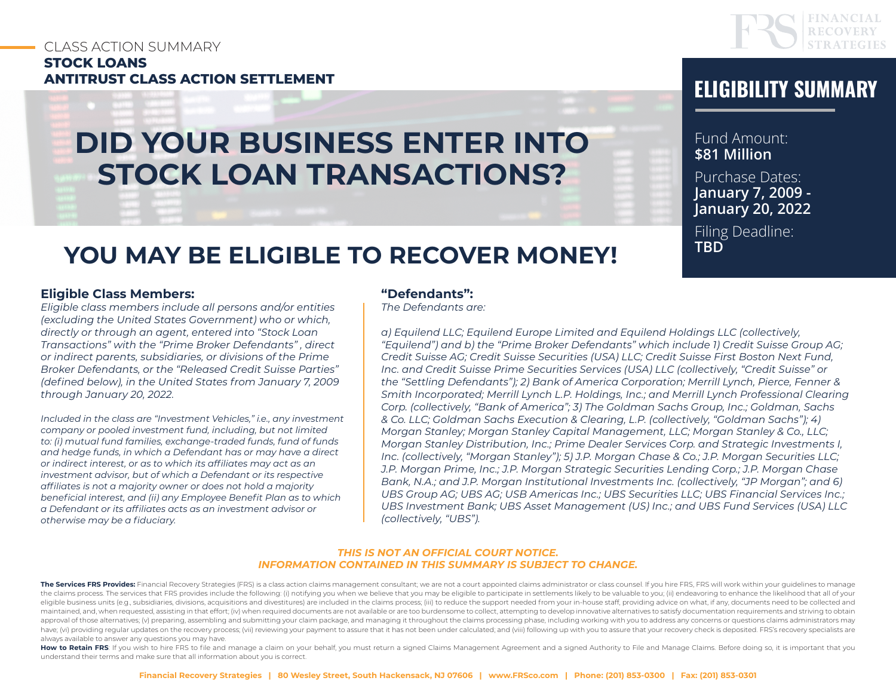CLASS ACTION SUMMARY

**STOCK LOANS**

**ANTITRUST CLASS ACTION SETTLEMENT**

FINANCIAL RECOVERY STRATEGIES

# DID YOUR BUSINESS ENTER INTO STOCK LOAN TRANSACTIONS?

## YOU MAY BE ELIGIBLE TO RECOVER MONEY!

## ELIGIBILITY SUMMARY

Fund Amount:
**$81 Million**

Purchase Dates:
**January 7, 2009 - January 20, 2022**

Filing Deadline:
**TBD**

### Eligible Class Members:

*Eligible class members include all persons and/or entities (excluding the United States Government) who or which, directly or through an agent, entered into "Stock Loan Transactions" with the "Prime Broker Defendants" , direct or indirect parents, subsidiaries, or divisions of the Prime Broker Defendants, or the "Released Credit Suisse Parties" (defined below), in the United States from January 7, 2009 through January 20, 2022.*

*Included in the class are "Investment Vehicles," i.e., any investment company or pooled investment fund, including, but not limited to: (i) mutual fund families, exchange-traded funds, fund of funds and hedge funds, in which a Defendant has or may have a direct or indirect interest, or as to which its affiliates may act as an investment advisor, but of which a Defendant or its respective affiliates is not a majority owner or does not hold a majority beneficial interest, and (ii) any Employee Benefit Plan as to which a Defendant or its affiliates acts as an investment advisor or otherwise may be a fiduciary.*

### "Defendants":

*The Defendants are:*

*a) Equilend LLC; Equilend Europe Limited and Equilend Holdings LLC (collectively, "Equilend") and b) the "Prime Broker Defendants" which include 1) Credit Suisse Group AG; Credit Suisse AG; Credit Suisse Securities (USA) LLC; Credit Suisse First Boston Next Fund, Inc. and Credit Suisse Prime Securities Services (USA) LLC (collectively, "Credit Suisse" or the "Settling Defendants"); 2) Bank of America Corporation; Merrill Lynch, Pierce, Fenner & Smith Incorporated; Merrill Lynch L.P. Holdings, Inc.; and Merrill Lynch Professional Clearing Corp. (collectively, "Bank of America"; 3) The Goldman Sachs Group, Inc.; Goldman, Sachs & Co. LLC; Goldman Sachs Execution & Clearing, L.P. (collectively, "Goldman Sachs"); 4) Morgan Stanley; Morgan Stanley Capital Management, LLC; Morgan Stanley & Co., LLC; Morgan Stanley Distribution, Inc.; Prime Dealer Services Corp. and Strategic Investments I, Inc. (collectively, "Morgan Stanley"); 5) J.P. Morgan Chase & Co.; J.P. Morgan Securities LLC; J.P. Morgan Prime, Inc.; J.P. Morgan Strategic Securities Lending Corp.; J.P. Morgan Chase Bank, N.A.; and J.P. Morgan Institutional Investments Inc. (collectively, "JP Morgan"; and 6) UBS Group AG; UBS AG; USB Americas Inc.; UBS Securities LLC; UBS Financial Services Inc.; UBS Investment Bank; UBS Asset Management (US) Inc.; and UBS Fund Services (USA) LLC (collectively, "UBS").*

***THIS IS NOT AN OFFICIAL COURT NOTICE.***
***INFORMATION CONTAINED IN THIS SUMMARY IS SUBJECT TO CHANGE.***

**The Services FRS Provides:** Financial Recovery Strategies (FRS) is a class action claims management consultant; we are not a court appointed claims administrator or class counsel. If you hire FRS, FRS will work within your guidelines to manage the claims process. The services that FRS provides include the following: (i) notifying you when we believe that you may be eligible to participate in settlements likely to be valuable to you; (ii) endeavoring to enhance the likelihood that all of your eligible business units (e.g., subsidiaries, divisions, acquisitions and divestitures) are included in the claims process; (iii) to reduce the support needed from your in-house staff, providing advice on what, if any, documents need to be collected and maintained, and, when requested, assisting in that effort; (iv) when required documents are not available or are too burdensome to collect, attempting to develop innovative alternatives to satisfy documentation requirements and striving to obtain approval of those alternatives; (v) preparing, assembling and submitting your claim package, and managing it throughout the claims processing phase, including working with you to address any concerns or questions claims administrators may have; (vi) providing regular updates on the recovery process; (vii) reviewing your payment to assure that it has not been under calculated; and (viii) following up with you to assure that your recovery check is deposited. FRS's recovery specialists are always available to answer any questions you may have.

**How to Retain FRS**: If you wish to hire FRS to file and manage a claim on your behalf, you must return a signed Claims Management Agreement and a signed Authority to File and Manage Claims. Before doing so, it is important that you understand their terms and make sure that all information about you is correct.

Financial Recovery Strategies | 80 Wesley Street, South Hackensack, NJ 07606 | www.FRSco.com | Phone: (201) 853-0300 | Fax: (201) 853-0301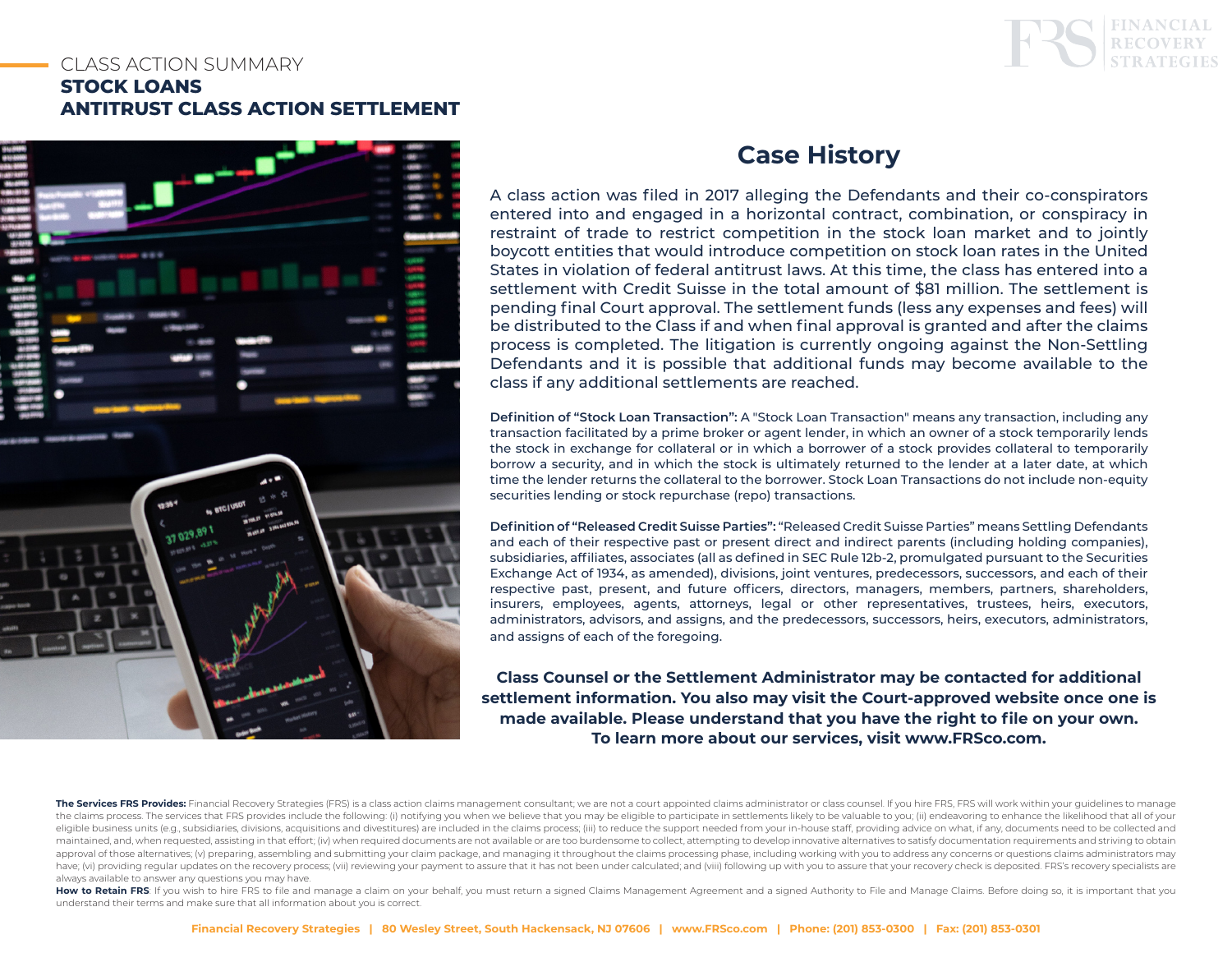CLASS ACTION SUMMARY
**STOCK LOANS**
**ANTITRUST CLASS ACTION SETTLEMENT**

## Case History

A class action was filed in 2017 alleging the Defendants and their co-conspirators entered into and engaged in a horizontal contract, combination, or conspiracy in restraint of trade to restrict competition in the stock loan market and to jointly boycott entities that would introduce competition on stock loan rates in the United States in violation of federal antitrust laws. At this time, the class has entered into a settlement with Credit Suisse in the total amount of $81 million. The settlement is pending final Court approval. The settlement funds (less any expenses and fees) will be distributed to the Class if and when final approval is granted and after the claims process is completed. The litigation is currently ongoing against the Non-Settling Defendants and it is possible that additional funds may become available to the class if any additional settlements are reached.

**Definition of "Stock Loan Transaction":** A "Stock Loan Transaction" means any transaction, including any transaction facilitated by a prime broker or agent lender, in which an owner of a stock temporarily lends the stock in exchange for collateral or in which a borrower of a stock provides collateral to temporarily borrow a security, and in which the stock is ultimately returned to the lender at a later date, at which time the lender returns the collateral to the borrower. Stock Loan Transactions do not include non-equity securities lending or stock repurchase (repo) transactions.

**Definition of "Released Credit Suisse Parties":** "Released Credit Suisse Parties" means Settling Defendants and each of their respective past or present direct and indirect parents (including holding companies), subsidiaries, affiliates, associates (all as defined in SEC Rule 12b-2, promulgated pursuant to the Securities Exchange Act of 1934, as amended), divisions, joint ventures, predecessors, successors, and each of their respective past, present, and future officers, directors, managers, members, partners, shareholders, insurers, employees, agents, attorneys, legal or other representatives, trustees, heirs, executors, administrators, advisors, and assigns, and the predecessors, successors, heirs, executors, administrators, and assigns of each of the foregoing.

**Class Counsel or the Settlement Administrator may be contacted for additional settlement information. You also may visit the Court-approved website once one is made available. Please understand that you have the right to file on your own. To learn more about our services, visit www.FRSco.com.**

**The Services FRS Provides:** Financial Recovery Strategies (FRS) is a class action claims management consultant; we are not a court appointed claims administrator or class counsel. If you hire FRS, FRS will work within your guidelines to manage the claims process. The services that FRS provides include the following: (i) notifying you when we believe that you may be eligible to participate in settlements likely to be valuable to you; (ii) endeavoring to enhance the likelihood that all of your eligible business units (e.g., subsidiaries, divisions, acquisitions and divestitures) are included in the claims process; (iii) to reduce the support needed from your in-house staff, providing advice on what, if any, documents need to be collected and maintained, and, when requested, assisting in that effort; (iv) when required documents are not available or are too burdensome to collect, attempting to develop innovative alternatives to satisfy documentation requirements and striving to obtain approval of those alternatives; (v) preparing, assembling and submitting your claim package, and managing it throughout the claims processing phase, including working with you to address any concerns or questions claims administrators may have; (vi) providing regular updates on the recovery process; (vii) reviewing your payment to assure that it has not been under calculated; and (viii) following up with you to assure that your recovery check is deposited. FRS's recovery specialists are always available to answer any questions you may have.

**How to Retain FRS**: If you wish to hire FRS to file and manage a claim on your behalf, you must return a signed Claims Management Agreement and a signed Authority to File and Manage Claims. Before doing so, it is important that you understand their terms and make sure that all information about you is correct.

Financial Recovery Strategies | 80 Wesley Street, South Hackensack, NJ 07606 | www.FRSco.com | Phone: (201) 853-0300 | Fax: (201) 853-0301